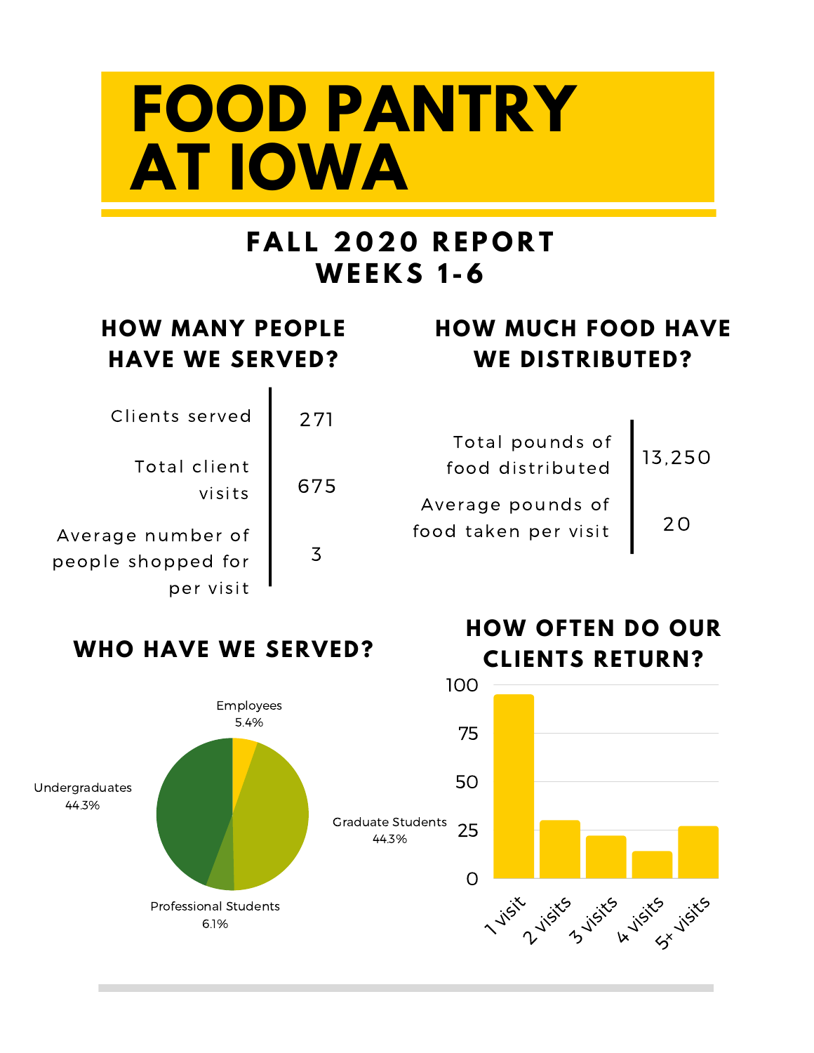# FOOD PANTRY AT IOWA

## FALL 2020 REPORT
## WEEKS 1-6

### HOW MANY PEOPLE HAVE WE SERVED?

| | |
|---|---|
| Clients served | 271 |
| Total client visits | 675 |
| Average number of people shopped for per visit | 3 |

### HOW MUCH FOOD HAVE WE DISTRIBUTED?

| | |
|---|---|
| Total pounds of food distributed | 13,250 |
| Average pounds of food taken per visit | 20 |

### WHO HAVE WE SERVED?

Employees 5.4%

Undergraduates 44.3%

Graduate Students 44.3%

Professional Students 6.1%

### HOW OFTEN DO OUR CLIENTS RETURN?

100

75

50

25

0

1 visit, 2 visits, 3 visits, 4 visits, 5+ visits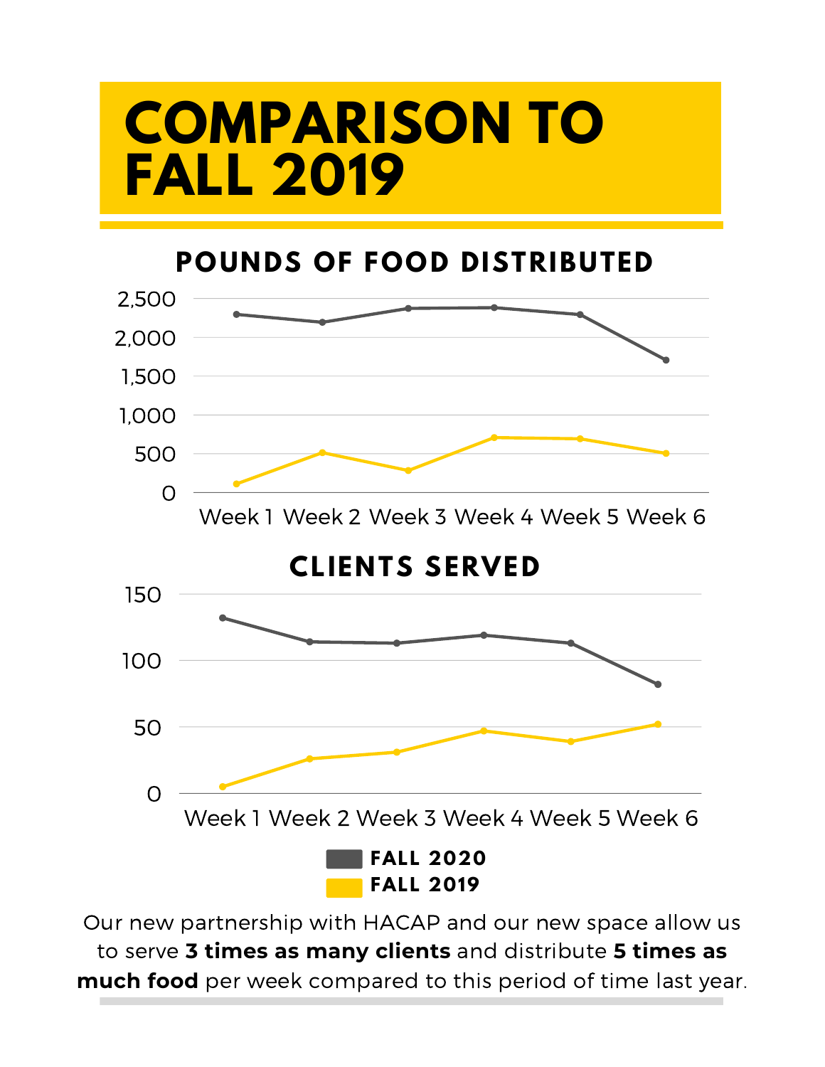# COMPARISON TO FALL 2019

## POUNDS OF FOOD DISTRIBUTED

## CLIENTS SERVED

FALL 2020

FALL 2019

Our new partnership with HACAP and our new space allow us to serve **3 times as many clients** and distribute **5 times as much food** per week compared to this period of time last year.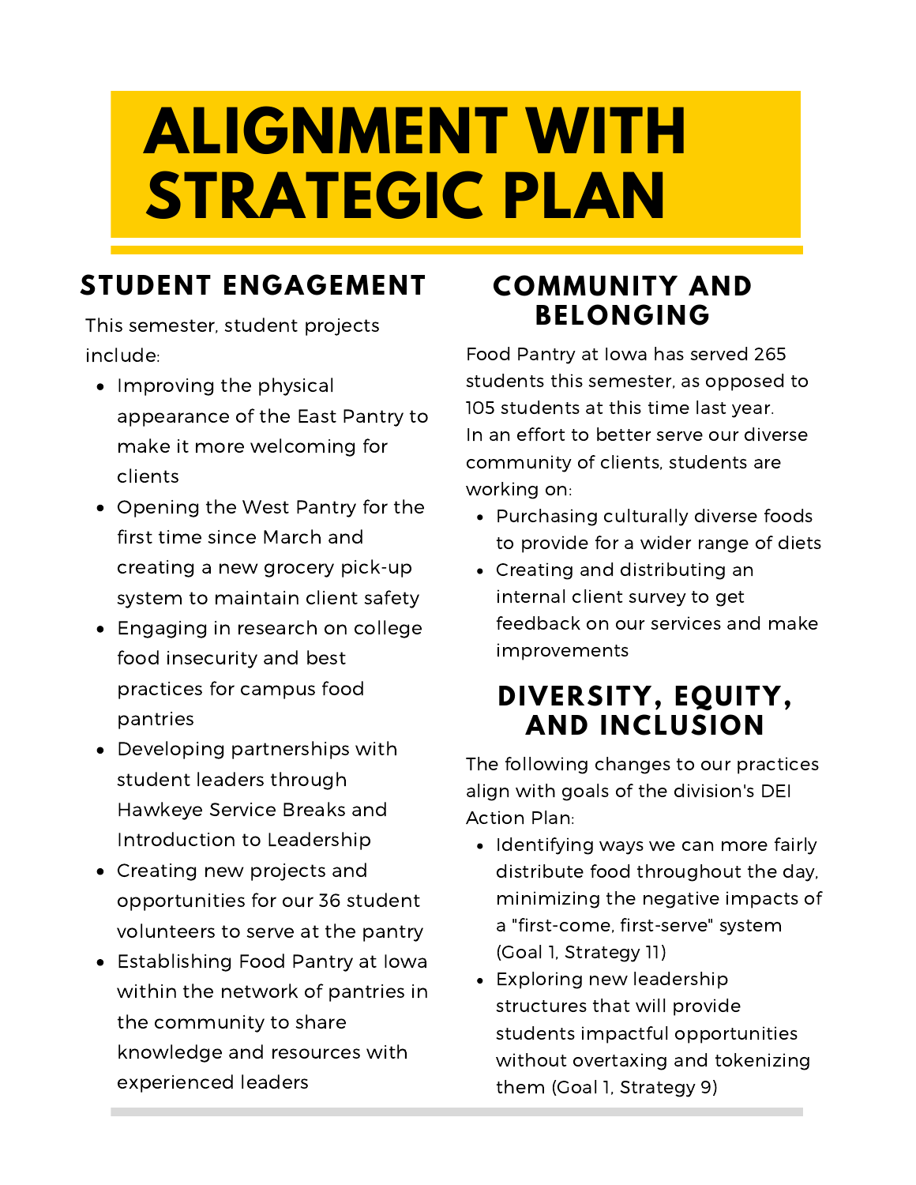# ALIGNMENT WITH STRATEGIC PLAN

## STUDENT ENGAGEMENT

This semester, student projects include:

- Improving the physical appearance of the East Pantry to make it more welcoming for clients
- Opening the West Pantry for the first time since March and creating a new grocery pick-up system to maintain client safety
- Engaging in research on college food insecurity and best practices for campus food pantries
- Developing partnerships with student leaders through Hawkeye Service Breaks and Introduction to Leadership
- Creating new projects and opportunities for our 36 student volunteers to serve at the pantry
- Establishing Food Pantry at Iowa within the network of pantries in the community to share knowledge and resources with experienced leaders

## COMMUNITY AND BELONGING

Food Pantry at Iowa has served 265 students this semester, as opposed to 105 students at this time last year.

In an effort to better serve our diverse community of clients, students are working on:

- Purchasing culturally diverse foods to provide for a wider range of diets
- Creating and distributing an internal client survey to get feedback on our services and make improvements

## DIVERSITY, EQUITY, AND INCLUSION

The following changes to our practices align with goals of the division's DEI Action Plan:

- Identifying ways we can more fairly distribute food throughout the day, minimizing the negative impacts of a "first-come, first-serve" system (Goal 1, Strategy 11)
- Exploring new leadership structures that will provide students impactful opportunities without overtaxing and tokenizing them (Goal 1, Strategy 9)